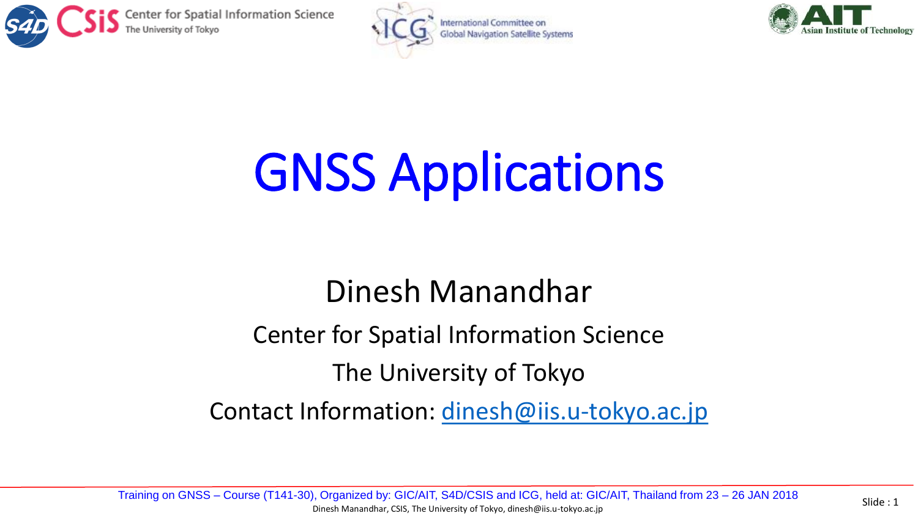# GNSS Applications

Dinesh Manandhar

Center for Spatial Information Science

The University of Tokyo

Contact Information: dinesh@iis.u-tokyo.ac.jp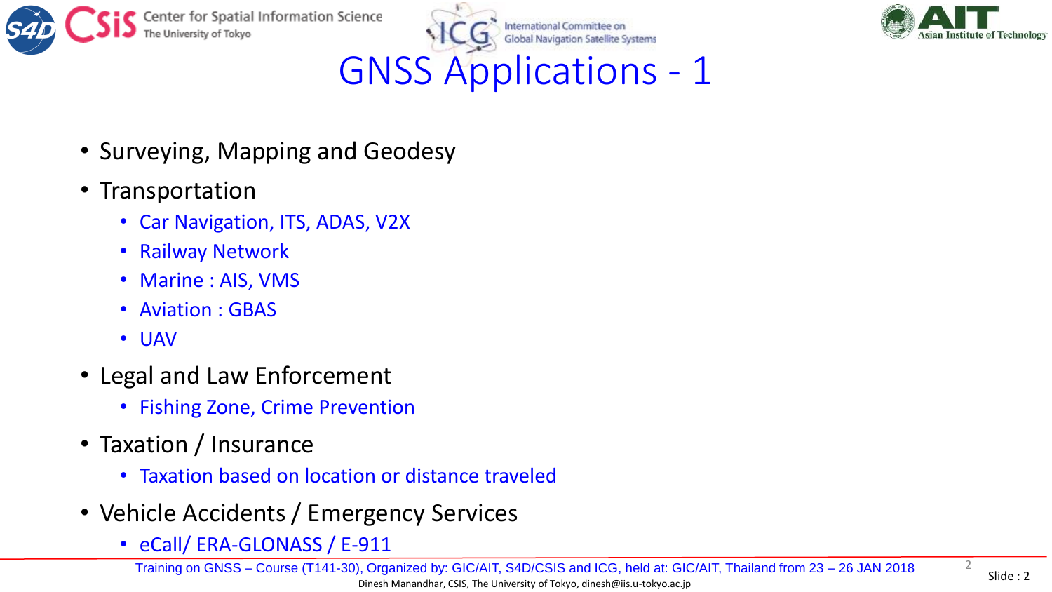# GNSS Applications - 1

- Surveying, Mapping and Geodesy
- Transportation
  - Car Navigation, ITS, ADAS, V2X
  - Railway Network
  - Marine : AIS, VMS
  - Aviation : GBAS
  - UAV
- Legal and Law Enforcement
  - Fishing Zone, Crime Prevention
- Taxation / Insurance
  - Taxation based on location or distance traveled
- Vehicle Accidents / Emergency Services
  - eCall/ ERA-GLONASS / E-911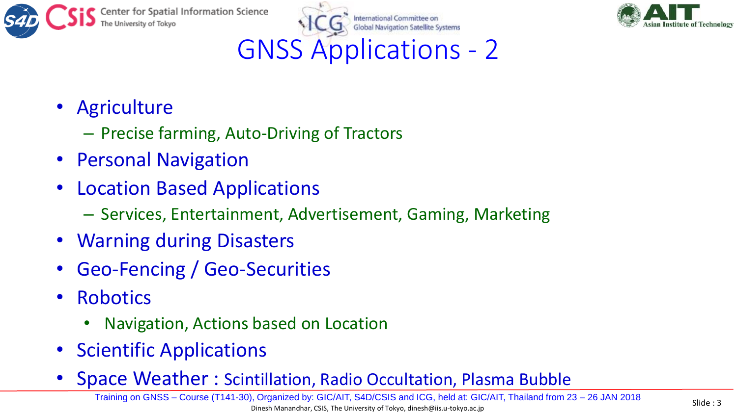# GNSS Applications - 2

- Agriculture
  - Precise farming, Auto-Driving of Tractors
- Personal Navigation
- Location Based Applications
  - Services, Entertainment, Advertisement, Gaming, Marketing
- Warning during Disasters
- Geo-Fencing / Geo-Securities
- Robotics
  - Navigation, Actions based on Location
- Scientific Applications
- Space Weather : Scintillation, Radio Occultation, Plasma Bubble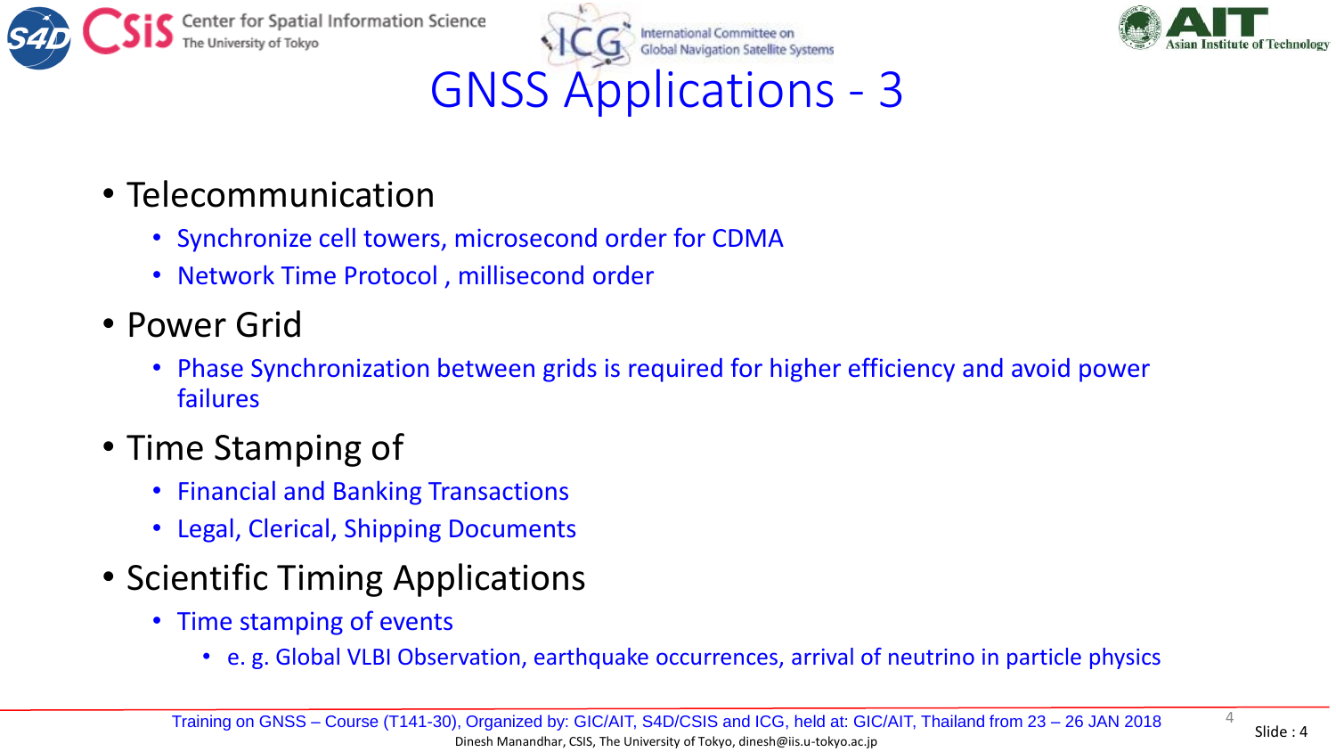# GNSS Applications - 3

- Telecommunication
  - Synchronize cell towers, microsecond order for CDMA
  - Network Time Protocol , millisecond order
- Power Grid
  - Phase Synchronization between grids is required for higher efficiency and avoid power failures
- Time Stamping of
  - Financial and Banking Transactions
  - Legal, Clerical, Shipping Documents
- Scientific Timing Applications
  - Time stamping of events
    - e. g. Global VLBI Observation, earthquake occurrences, arrival of neutrino in particle physics